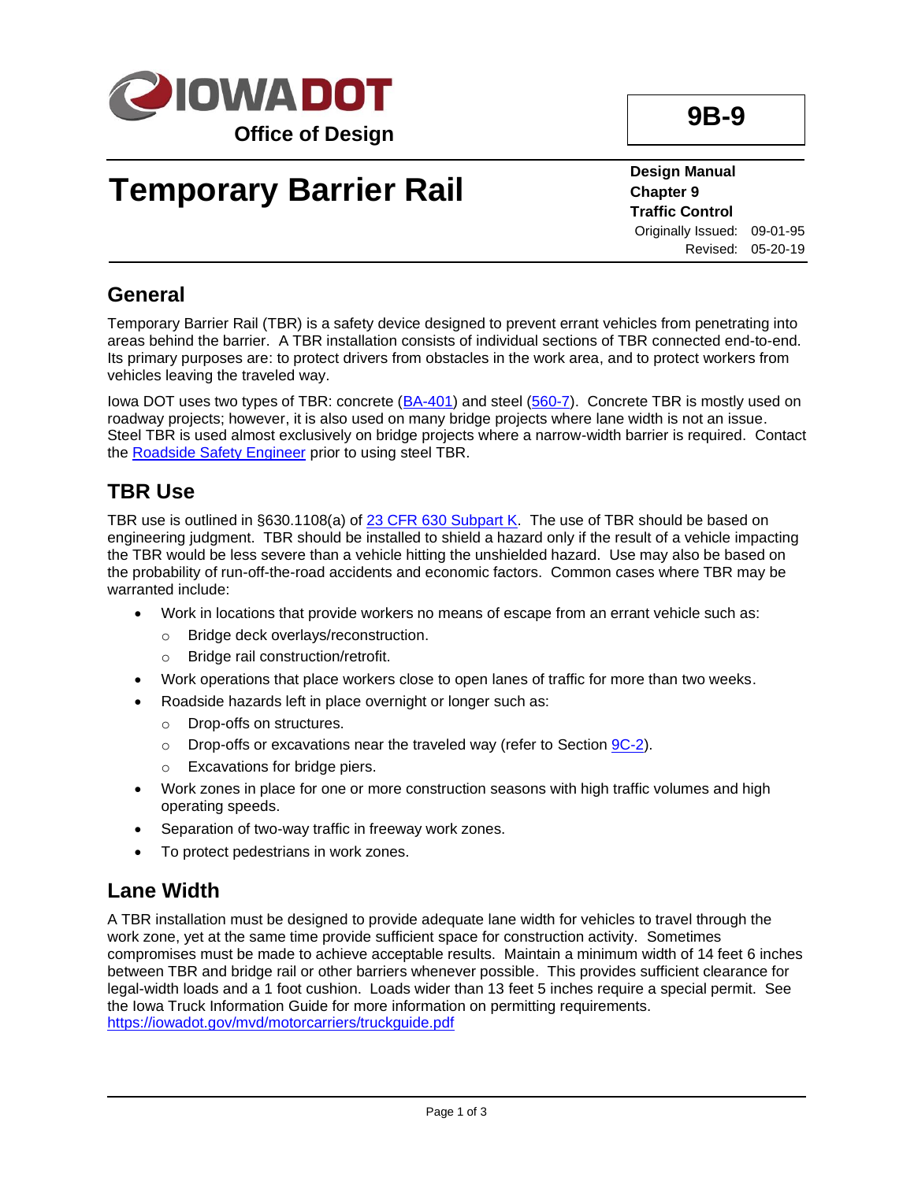**Office of Design**

**9B-9**

# Temporary Barrier Rail

**Design Manual**
**Chapter 9**
**Traffic Control**
Originally Issued: 09-01-95
Revised: 05-20-19

## General

Temporary Barrier Rail (TBR) is a safety device designed to prevent errant vehicles from penetrating into areas behind the barrier. A TBR installation consists of individual sections of TBR connected end-to-end. Its primary purposes are: to protect drivers from obstacles in the work area, and to protect workers from vehicles leaving the traveled way.

Iowa DOT uses two types of TBR: concrete (BA-401) and steel (560-7). Concrete TBR is mostly used on roadway projects; however, it is also used on many bridge projects where lane width is not an issue. Steel TBR is used almost exclusively on bridge projects where a narrow-width barrier is required. Contact the Roadside Safety Engineer prior to using steel TBR.

## TBR Use

TBR use is outlined in §630.1108(a) of 23 CFR 630 Subpart K. The use of TBR should be based on engineering judgment. TBR should be installed to shield a hazard only if the result of a vehicle impacting the TBR would be less severe than a vehicle hitting the unshielded hazard. Use may also be based on the probability of run-off-the-road accidents and economic factors. Common cases where TBR may be warranted include:

- Work in locations that provide workers no means of escape from an errant vehicle such as:
  - Bridge deck overlays/reconstruction.
  - Bridge rail construction/retrofit.
- Work operations that place workers close to open lanes of traffic for more than two weeks.
- Roadside hazards left in place overnight or longer such as:
  - Drop-offs on structures.
  - Drop-offs or excavations near the traveled way (refer to Section 9C-2).
  - Excavations for bridge piers.
- Work zones in place for one or more construction seasons with high traffic volumes and high operating speeds.
- Separation of two-way traffic in freeway work zones.
- To protect pedestrians in work zones.

## Lane Width

A TBR installation must be designed to provide adequate lane width for vehicles to travel through the work zone, yet at the same time provide sufficient space for construction activity. Sometimes compromises must be made to achieve acceptable results. Maintain a minimum width of 14 feet 6 inches between TBR and bridge rail or other barriers whenever possible. This provides sufficient clearance for legal-width loads and a 1 foot cushion. Loads wider than 13 feet 5 inches require a special permit. See the Iowa Truck Information Guide for more information on permitting requirements. https://iowadot.gov/mvd/motorcarriers/truckguide.pdf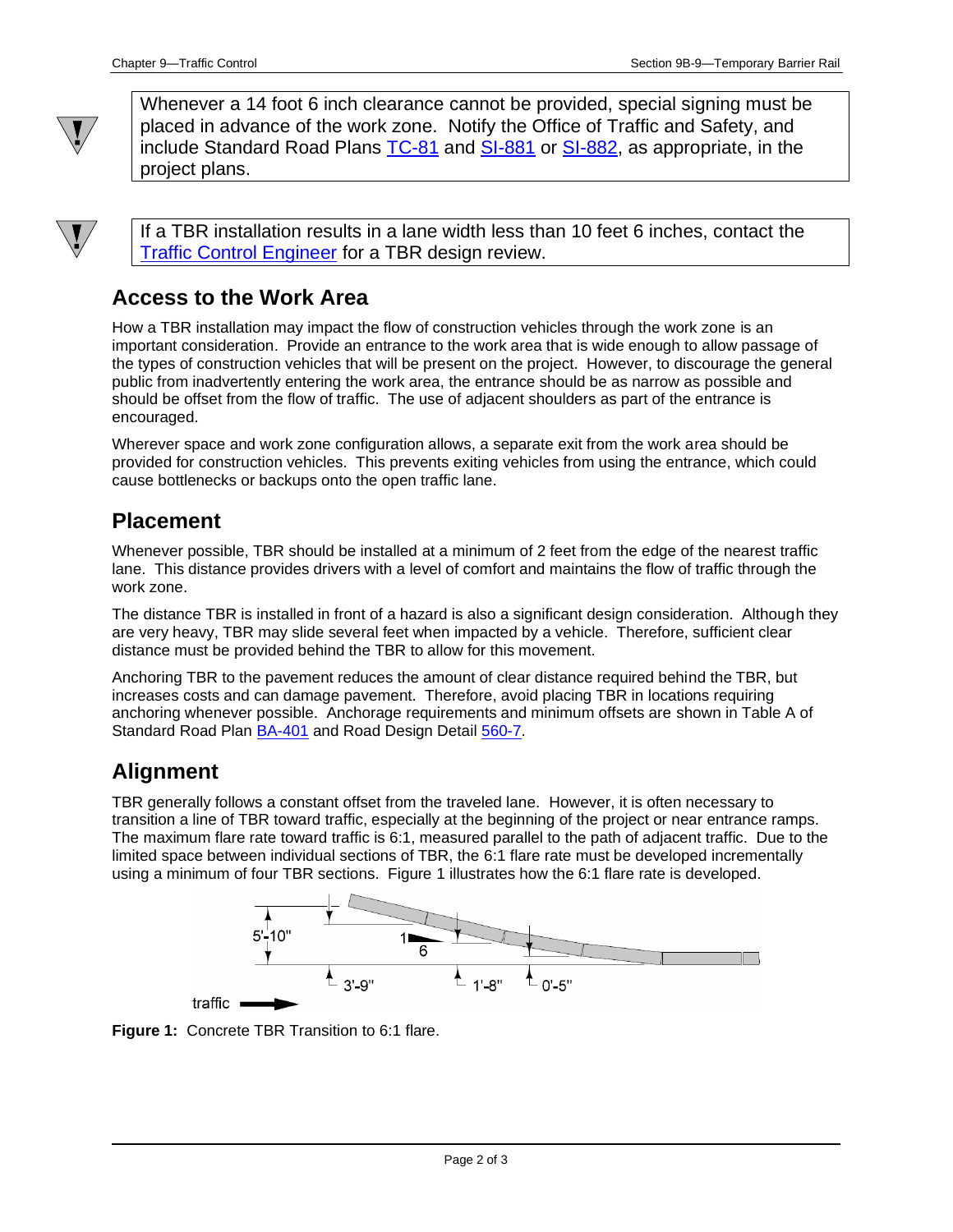Whenever a 14 foot 6 inch clearance cannot be provided, special signing must be placed in advance of the work zone. Notify the Office of Traffic and Safety, and include Standard Road Plans TC-81 and SI-881 or SI-882, as appropriate, in the project plans.

If a TBR installation results in a lane width less than 10 feet 6 inches, contact the Traffic Control Engineer for a TBR design review.

## Access to the Work Area

How a TBR installation may impact the flow of construction vehicles through the work zone is an important consideration. Provide an entrance to the work area that is wide enough to allow passage of the types of construction vehicles that will be present on the project. However, to discourage the general public from inadvertently entering the work area, the entrance should be as narrow as possible and should be offset from the flow of traffic. The use of adjacent shoulders as part of the entrance is encouraged.

Wherever space and work zone configuration allows, a separate exit from the work area should be provided for construction vehicles. This prevents exiting vehicles from using the entrance, which could cause bottlenecks or backups onto the open traffic lane.

## Placement

Whenever possible, TBR should be installed at a minimum of 2 feet from the edge of the nearest traffic lane. This distance provides drivers with a level of comfort and maintains the flow of traffic through the work zone.

The distance TBR is installed in front of a hazard is also a significant design consideration. Although they are very heavy, TBR may slide several feet when impacted by a vehicle. Therefore, sufficient clear distance must be provided behind the TBR to allow for this movement.

Anchoring TBR to the pavement reduces the amount of clear distance required behind the TBR, but increases costs and can damage pavement. Therefore, avoid placing TBR in locations requiring anchoring whenever possible. Anchorage requirements and minimum offsets are shown in Table A of Standard Road Plan BA-401 and Road Design Detail 560-7.

## Alignment

TBR generally follows a constant offset from the traveled lane. However, it is often necessary to transition a line of TBR toward traffic, especially at the beginning of the project or near entrance ramps. The maximum flare rate toward traffic is 6:1, measured parallel to the path of adjacent traffic. Due to the limited space between individual sections of TBR, the 6:1 flare rate must be developed incrementally using a minimum of four TBR sections. Figure 1 illustrates how the 6:1 flare rate is developed.

5'-10" 1 6 3'-9" 1'-8" 0'-5" traffic

**Figure 1:** Concrete TBR Transition to 6:1 flare.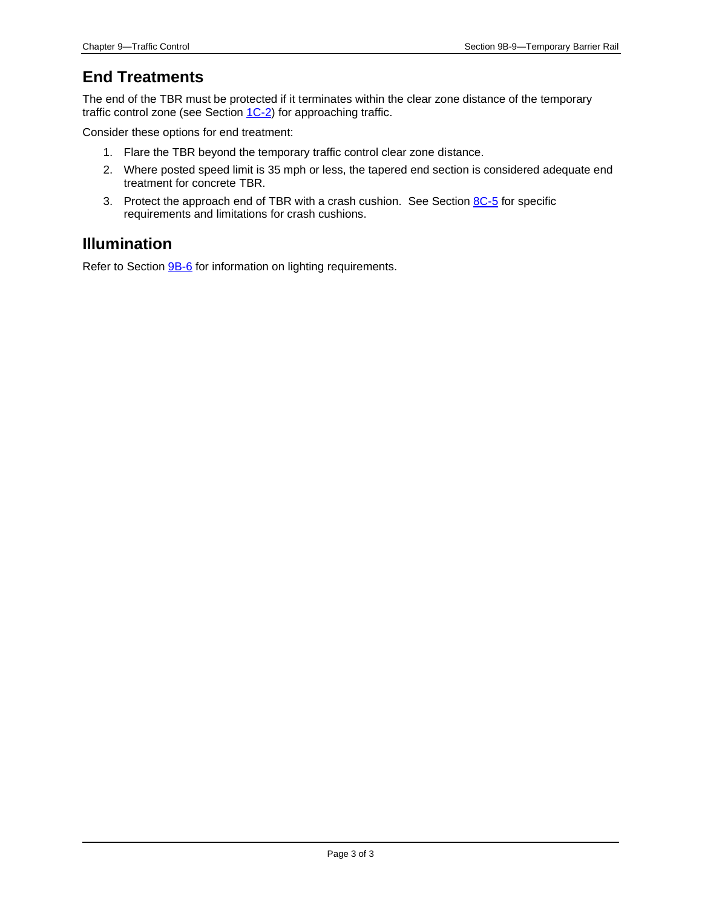## End Treatments

The end of the TBR must be protected if it terminates within the clear zone distance of the temporary traffic control zone (see Section 1C-2) for approaching traffic.

Consider these options for end treatment:

1. Flare the TBR beyond the temporary traffic control clear zone distance.
2. Where posted speed limit is 35 mph or less, the tapered end section is considered adequate end treatment for concrete TBR.
3. Protect the approach end of TBR with a crash cushion. See Section 8C-5 for specific requirements and limitations for crash cushions.

## Illumination

Refer to Section 9B-6 for information on lighting requirements.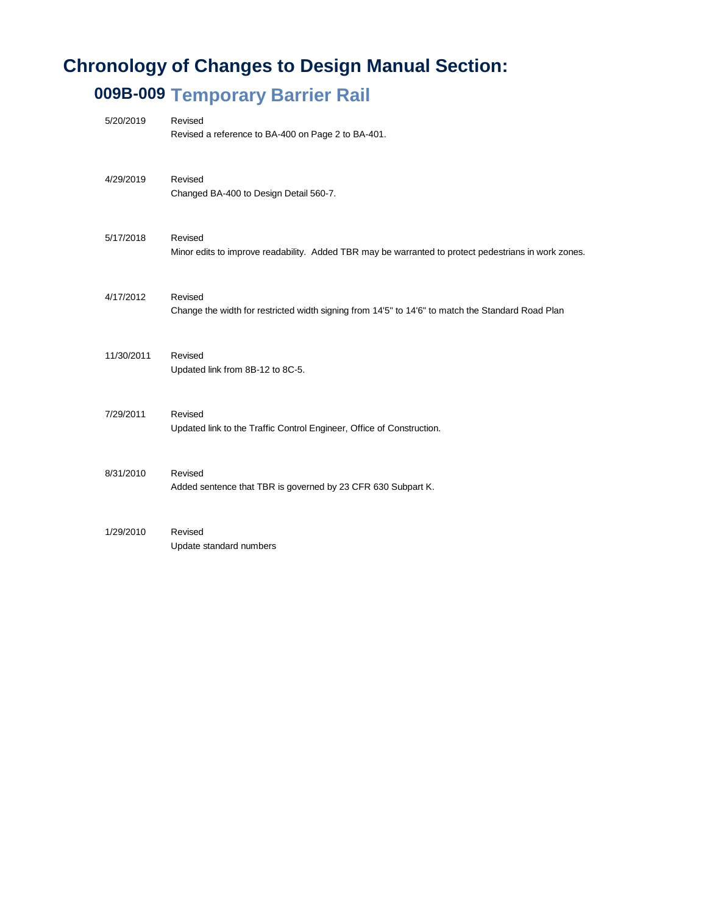# Chronology of Changes to Design Manual Section:

## 009B-009 Temporary Barrier Rail

| | |
|---|---|
| 5/20/2019 | Revised<br>Revised a reference to BA-400 on Page 2 to BA-401. |
| 4/29/2019 | Revised<br>Changed BA-400 to Design Detail 560-7. |
| 5/17/2018 | Revised<br>Minor edits to improve readability. Added TBR may be warranted to protect pedestrians in work zones. |
| 4/17/2012 | Revised<br>Change the width for restricted width signing from 14'5" to 14'6" to match the Standard Road Plan |
| 11/30/2011 | Revised<br>Updated link from 8B-12 to 8C-5. |
| 7/29/2011 | Revised<br>Updated link to the Traffic Control Engineer, Office of Construction. |
| 8/31/2010 | Revised<br>Added sentence that TBR is governed by 23 CFR 630 Subpart K. |
| 1/29/2010 | Revised<br>Update standard numbers |